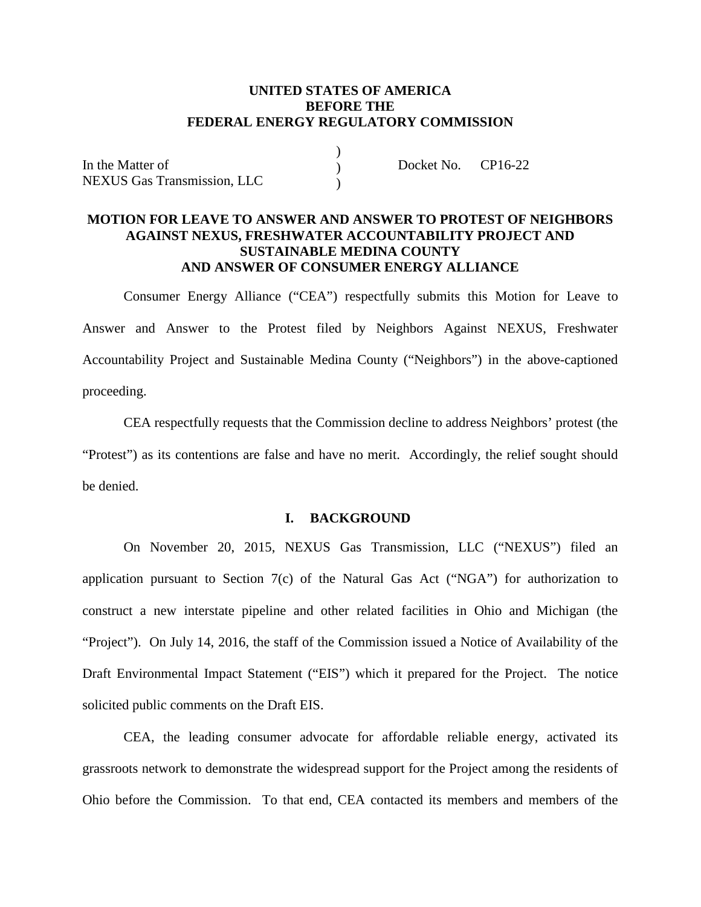**UNITED STATES OF AMERICA**
**BEFORE THE**
**FEDERAL ENERGY REGULATORY COMMISSION**

| | | |
|---|---|---|
| In the Matter of<br>NEXUS Gas Transmission, LLC | )<br>)<br>) | Docket No. CP16-22 |

**MOTION FOR LEAVE TO ANSWER AND ANSWER TO PROTEST OF NEIGHBORS AGAINST NEXUS, FRESHWATER ACCOUNTABILITY PROJECT AND SUSTAINABLE MEDINA COUNTY AND ANSWER OF CONSUMER ENERGY ALLIANCE**

Consumer Energy Alliance ("CEA") respectfully submits this Motion for Leave to Answer and Answer to the Protest filed by Neighbors Against NEXUS, Freshwater Accountability Project and Sustainable Medina County ("Neighbors") in the above-captioned proceeding.

CEA respectfully requests that the Commission decline to address Neighbors' protest (the "Protest") as its contentions are false and have no merit. Accordingly, the relief sought should be denied.

## I. BACKGROUND

On November 20, 2015, NEXUS Gas Transmission, LLC ("NEXUS") filed an application pursuant to Section 7(c) of the Natural Gas Act ("NGA") for authorization to construct a new interstate pipeline and other related facilities in Ohio and Michigan (the "Project"). On July 14, 2016, the staff of the Commission issued a Notice of Availability of the Draft Environmental Impact Statement ("EIS") which it prepared for the Project. The notice solicited public comments on the Draft EIS.

CEA, the leading consumer advocate for affordable reliable energy, activated its grassroots network to demonstrate the widespread support for the Project among the residents of Ohio before the Commission. To that end, CEA contacted its members and members of the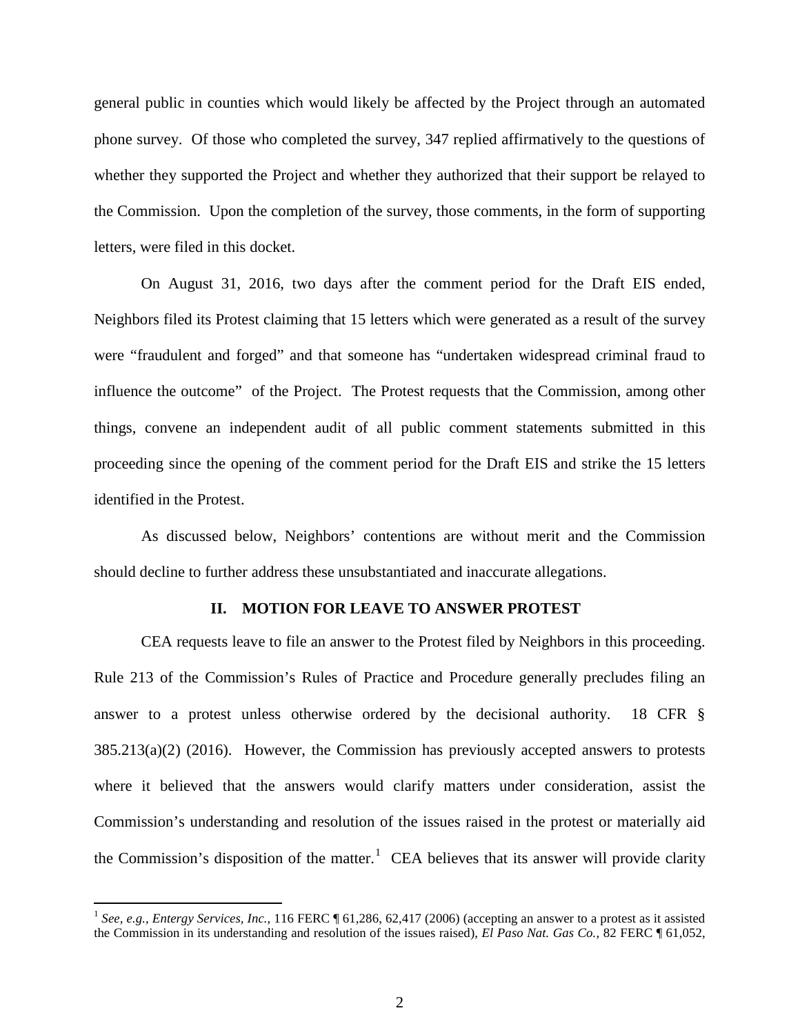general public in counties which would likely be affected by the Project through an automated phone survey. Of those who completed the survey, 347 replied affirmatively to the questions of whether they supported the Project and whether they authorized that their support be relayed to the Commission. Upon the completion of the survey, those comments, in the form of supporting letters, were filed in this docket.

On August 31, 2016, two days after the comment period for the Draft EIS ended, Neighbors filed its Protest claiming that 15 letters which were generated as a result of the survey were "fraudulent and forged" and that someone has "undertaken widespread criminal fraud to influence the outcome" of the Project. The Protest requests that the Commission, among other things, convene an independent audit of all public comment statements submitted in this proceeding since the opening of the comment period for the Draft EIS and strike the 15 letters identified in the Protest.

As discussed below, Neighbors' contentions are without merit and the Commission should decline to further address these unsubstantiated and inaccurate allegations.

## II. MOTION FOR LEAVE TO ANSWER PROTEST

CEA requests leave to file an answer to the Protest filed by Neighbors in this proceeding. Rule 213 of the Commission's Rules of Practice and Procedure generally precludes filing an answer to a protest unless otherwise ordered by the decisional authority. 18 CFR § 385.213(a)(2) (2016). However, the Commission has previously accepted answers to protests where it believed that the answers would clarify matters under consideration, assist the Commission's understanding and resolution of the issues raised in the protest or materially aid the Commission's disposition of the matter.[1] CEA believes that its answer will provide clarity

[1] *See, e.g.*, *Entergy Services, Inc.*, 116 FERC ¶ 61,286, 62,417 (2006) (accepting an answer to a protest as it assisted the Commission in its understanding and resolution of the issues raised), *El Paso Nat. Gas Co.*, 82 FERC ¶ 61,052,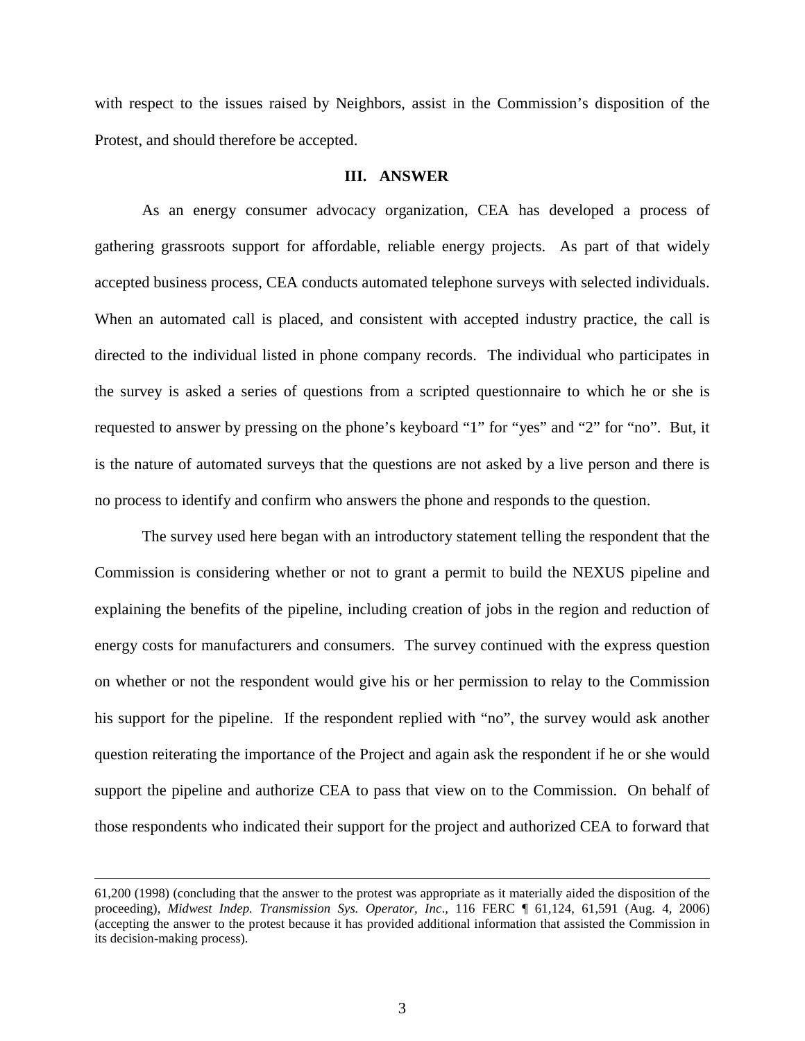with respect to the issues raised by Neighbors, assist in the Commission's disposition of the Protest, and should therefore be accepted.

## III. ANSWER

As an energy consumer advocacy organization, CEA has developed a process of gathering grassroots support for affordable, reliable energy projects. As part of that widely accepted business process, CEA conducts automated telephone surveys with selected individuals. When an automated call is placed, and consistent with accepted industry practice, the call is directed to the individual listed in phone company records. The individual who participates in the survey is asked a series of questions from a scripted questionnaire to which he or she is requested to answer by pressing on the phone's keyboard "1" for "yes" and "2" for "no". But, it is the nature of automated surveys that the questions are not asked by a live person and there is no process to identify and confirm who answers the phone and responds to the question.

The survey used here began with an introductory statement telling the respondent that the Commission is considering whether or not to grant a permit to build the NEXUS pipeline and explaining the benefits of the pipeline, including creation of jobs in the region and reduction of energy costs for manufacturers and consumers. The survey continued with the express question on whether or not the respondent would give his or her permission to relay to the Commission his support for the pipeline. If the respondent replied with "no", the survey would ask another question reiterating the importance of the Project and again ask the respondent if he or she would support the pipeline and authorize CEA to pass that view on to the Commission. On behalf of those respondents who indicated their support for the project and authorized CEA to forward that

---

61,200 (1998) (concluding that the answer to the protest was appropriate as it materially aided the disposition of the proceeding), *Midwest Indep. Transmission Sys. Operator, Inc*., 116 FERC ¶ 61,124, 61,591 (Aug. 4, 2006) (accepting the answer to the protest because it has provided additional information that assisted the Commission in its decision-making process).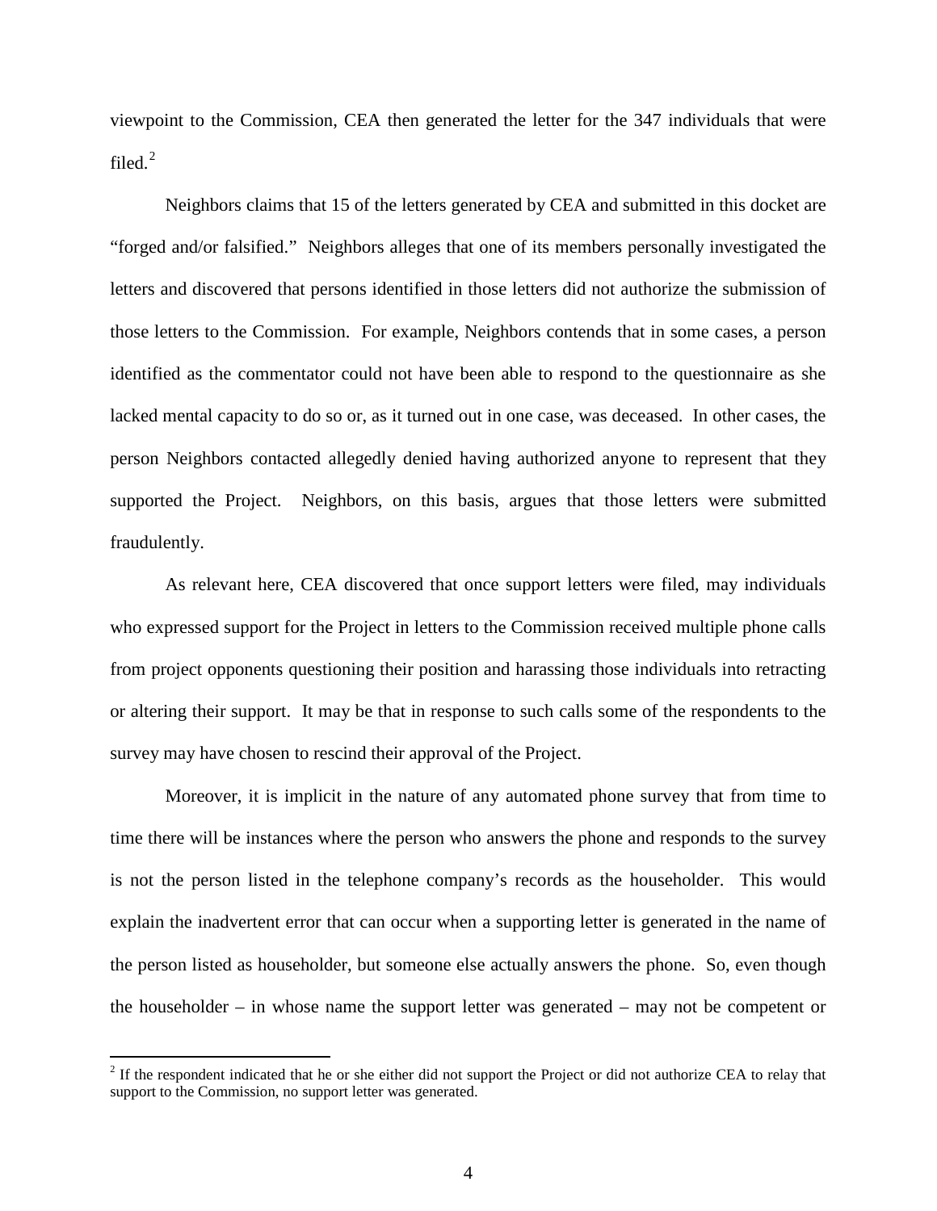viewpoint to the Commission, CEA then generated the letter for the 347 individuals that were filed.[2]

Neighbors claims that 15 of the letters generated by CEA and submitted in this docket are "forged and/or falsified." Neighbors alleges that one of its members personally investigated the letters and discovered that persons identified in those letters did not authorize the submission of those letters to the Commission. For example, Neighbors contends that in some cases, a person identified as the commentator could not have been able to respond to the questionnaire as she lacked mental capacity to do so or, as it turned out in one case, was deceased. In other cases, the person Neighbors contacted allegedly denied having authorized anyone to represent that they supported the Project. Neighbors, on this basis, argues that those letters were submitted fraudulently.

As relevant here, CEA discovered that once support letters were filed, may individuals who expressed support for the Project in letters to the Commission received multiple phone calls from project opponents questioning their position and harassing those individuals into retracting or altering their support. It may be that in response to such calls some of the respondents to the survey may have chosen to rescind their approval of the Project.

Moreover, it is implicit in the nature of any automated phone survey that from time to time there will be instances where the person who answers the phone and responds to the survey is not the person listed in the telephone company's records as the householder. This would explain the inadvertent error that can occur when a supporting letter is generated in the name of the person listed as householder, but someone else actually answers the phone. So, even though the householder – in whose name the support letter was generated – may not be competent or

[2] If the respondent indicated that he or she either did not support the Project or did not authorize CEA to relay that support to the Commission, no support letter was generated.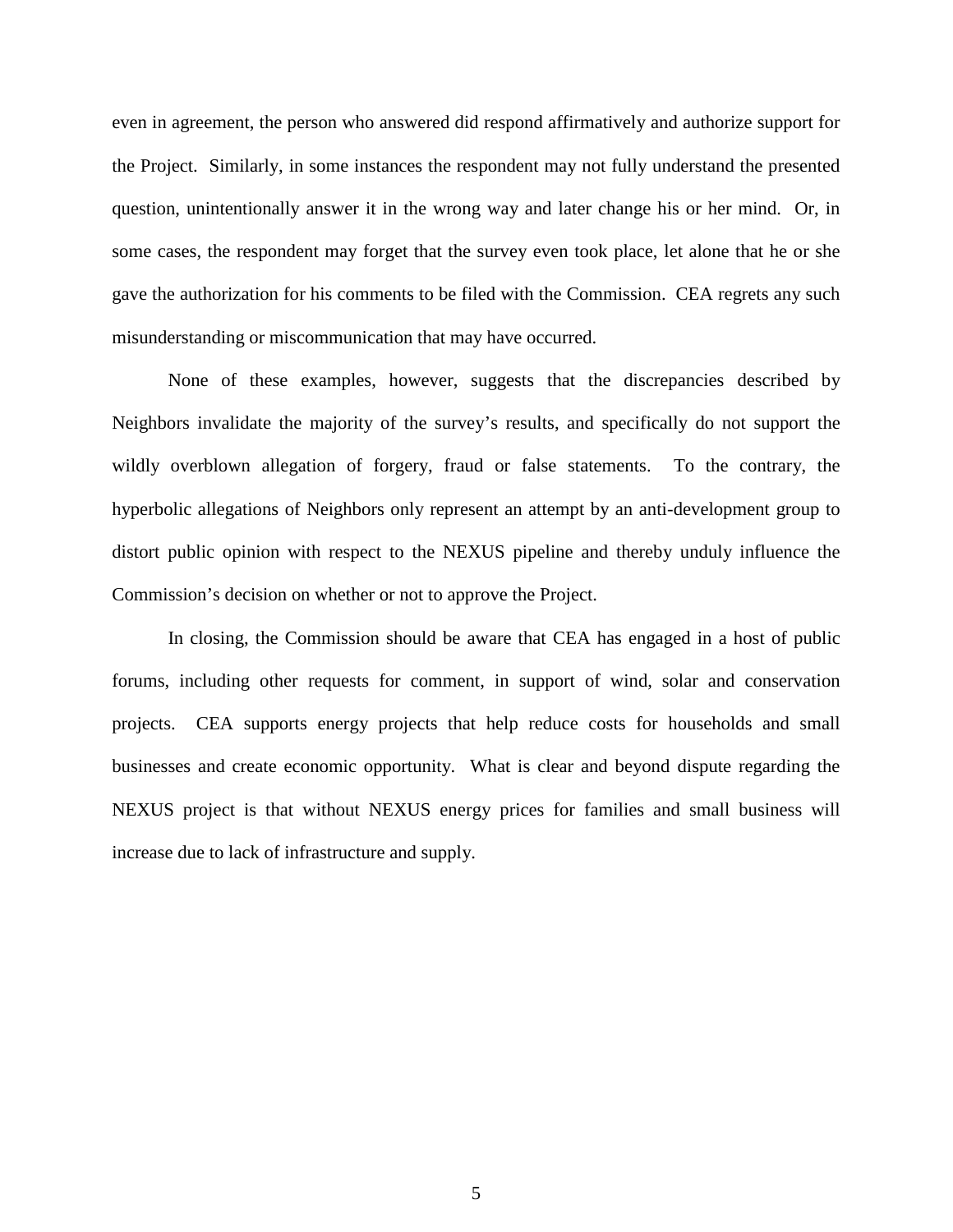even in agreement, the person who answered did respond affirmatively and authorize support for the Project. Similarly, in some instances the respondent may not fully understand the presented question, unintentionally answer it in the wrong way and later change his or her mind. Or, in some cases, the respondent may forget that the survey even took place, let alone that he or she gave the authorization for his comments to be filed with the Commission. CEA regrets any such misunderstanding or miscommunication that may have occurred.

None of these examples, however, suggests that the discrepancies described by Neighbors invalidate the majority of the survey's results, and specifically do not support the wildly overblown allegation of forgery, fraud or false statements. To the contrary, the hyperbolic allegations of Neighbors only represent an attempt by an anti-development group to distort public opinion with respect to the NEXUS pipeline and thereby unduly influence the Commission's decision on whether or not to approve the Project.

In closing, the Commission should be aware that CEA has engaged in a host of public forums, including other requests for comment, in support of wind, solar and conservation projects. CEA supports energy projects that help reduce costs for households and small businesses and create economic opportunity. What is clear and beyond dispute regarding the NEXUS project is that without NEXUS energy prices for families and small business will increase due to lack of infrastructure and supply.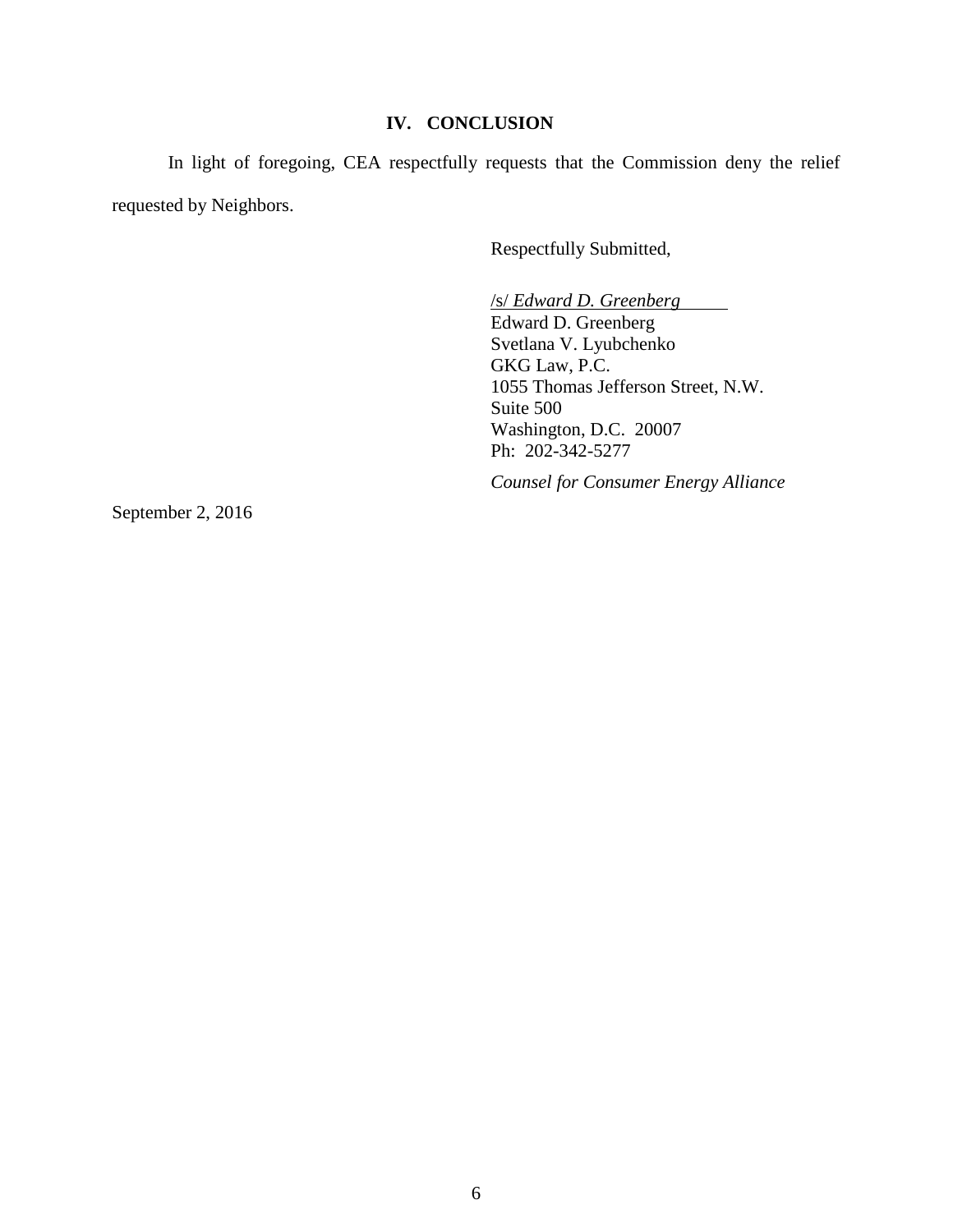## IV. CONCLUSION

In light of foregoing, CEA respectfully requests that the Commission deny the relief requested by Neighbors.

Respectfully Submitted,

/s/ *Edward D. Greenberg*
Edward D. Greenberg
Svetlana V. Lyubchenko
GKG Law, P.C.
1055 Thomas Jefferson Street, N.W.
Suite 500
Washington, D.C. 20007
Ph: 202-342-5277

*Counsel for Consumer Energy Alliance*

September 2, 2016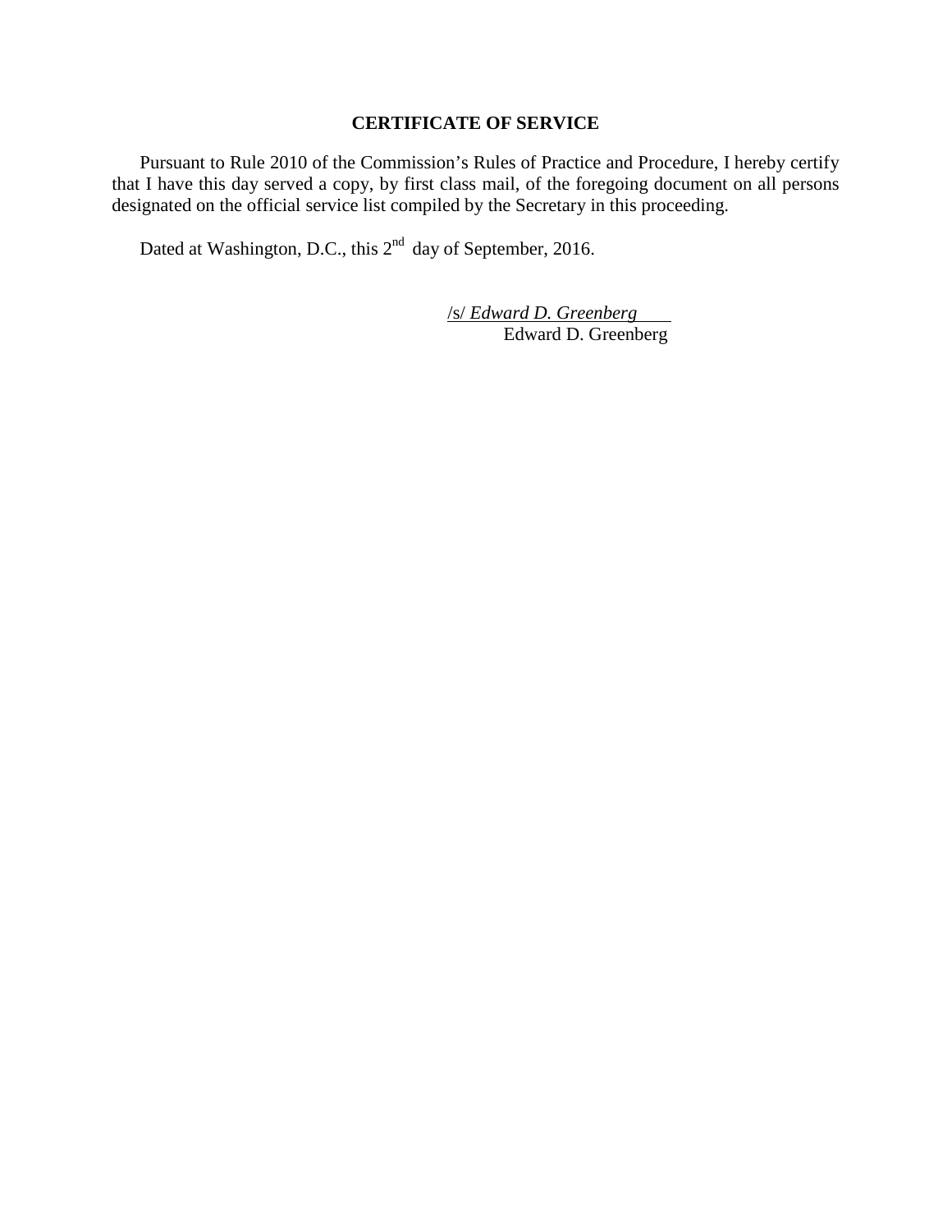# CERTIFICATE OF SERVICE

Pursuant to Rule 2010 of the Commission's Rules of Practice and Procedure, I hereby certify that I have this day served a copy, by first class mail, of the foregoing document on all persons designated on the official service list compiled by the Secretary in this proceeding.

Dated at Washington, D.C., this 2nd day of September, 2016.

/s/ *Edward D. Greenberg*
Edward D. Greenberg